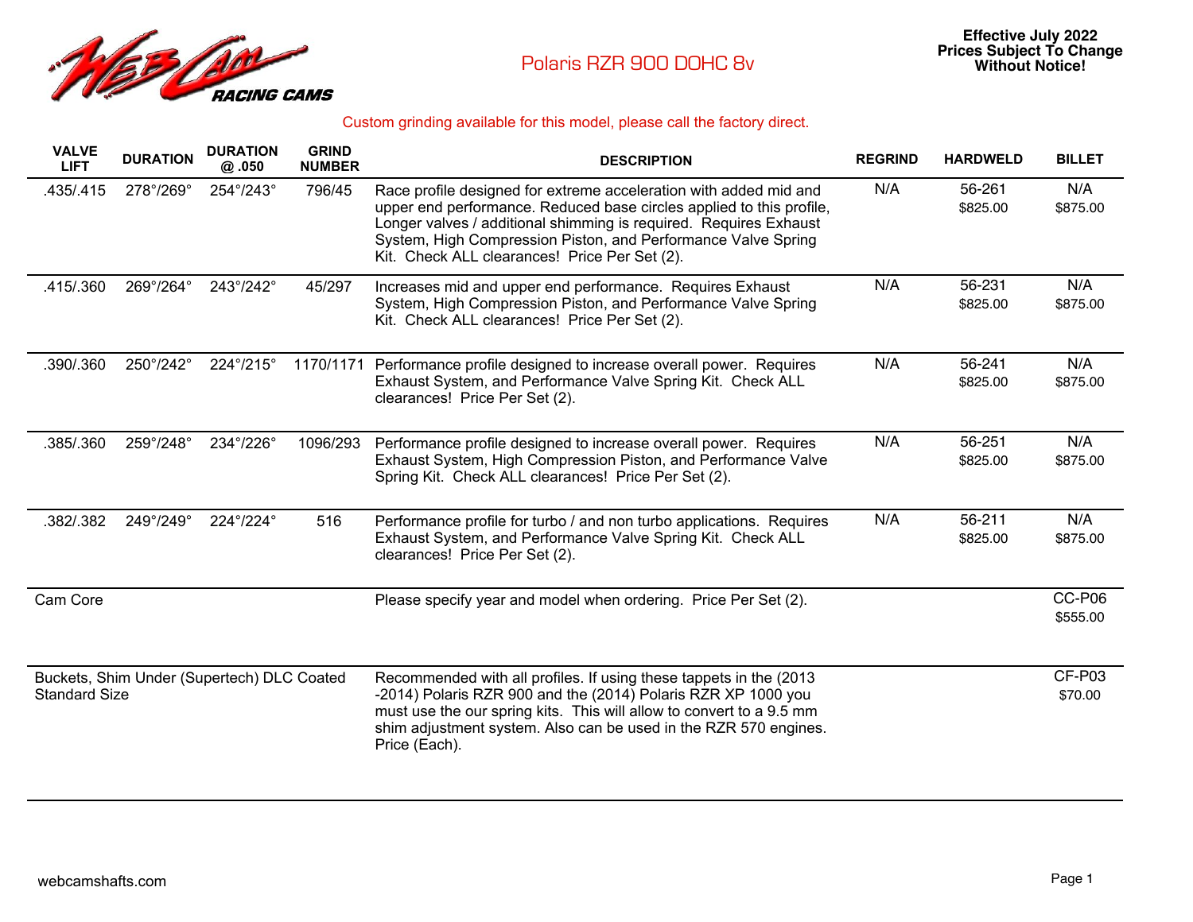# Polaris RZR 900 DOHC 8v

**Effective July 2022**
**Prices Subject To Change Without Notice!**

Custom grinding available for this model, please call the factory direct.

| VALVE LIFT | DURATION | DURATION @ .050 | GRIND NUMBER | DESCRIPTION | REGRIND | HARDWELD | BILLET |
|---|---|---|---|---|---|---|---|
| .435/.415 | 278°/269° | 254°/243° | 796/45 | Race profile designed for extreme acceleration with added mid and upper end performance. Reduced base circles applied to this profile, Longer valves / additional shimming is required. Requires Exhaust System, High Compression Piston, and Performance Valve Spring Kit. Check ALL clearances! Price Per Set (2). | N/A | 56-261 $825.00 | N/A $875.00 |
| .415/.360 | 269°/264° | 243°/242° | 45/297 | Increases mid and upper end performance. Requires Exhaust System, High Compression Piston, and Performance Valve Spring Kit. Check ALL clearances! Price Per Set (2). | N/A | 56-231 $825.00 | N/A $875.00 |
| .390/.360 | 250°/242° | 224°/215° | 1170/1171 | Performance profile designed to increase overall power. Requires Exhaust System, and Performance Valve Spring Kit. Check ALL clearances! Price Per Set (2). | N/A | 56-241 $825.00 | N/A $875.00 |
| .385/.360 | 259°/248° | 234°/226° | 1096/293 | Performance profile designed to increase overall power. Requires Exhaust System, High Compression Piston, and Performance Valve Spring Kit. Check ALL clearances! Price Per Set (2). | N/A | 56-251 $825.00 | N/A $875.00 |
| .382/.382 | 249°/249° | 224°/224° | 516 | Performance profile for turbo / and non turbo applications. Requires Exhaust System, and Performance Valve Spring Kit. Check ALL clearances! Price Per Set (2). | N/A | 56-211 $825.00 | N/A $875.00 |
| Cam Core | | | | Please specify year and model when ordering. Price Per Set (2). | | | CC-P06 $555.00 |
| Buckets, Shim Under (Supertech) DLC Coated Standard Size | | | | Recommended with all profiles. If using these tappets in the (2013 -2014) Polaris RZR 900 and the (2014) Polaris RZR XP 1000 you must use the our spring kits. This will allow to convert to a 9.5 mm shim adjustment system. Also can be used in the RZR 570 engines. Price (Each). | | | CF-P03 $70.00 |

webcamshafts.com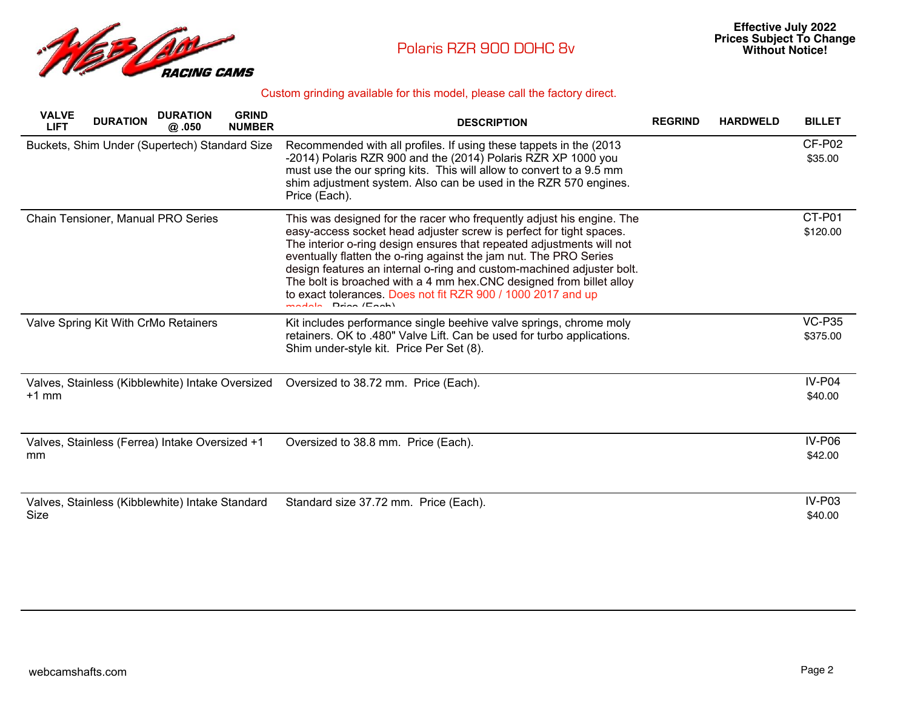# Polaris RZR 900 DOHC 8v

**Effective July 2022**
**Prices Subject To Change Without Notice!**

Custom grinding available for this model, please call the factory direct.

| VALVE LIFT | DURATION | DURATION @ .050 | GRIND NUMBER | DESCRIPTION | REGRIND | HARDWELD | BILLET |
|---|---|---|---|---|---|---|---|
| Buckets, Shim Under (Supertech) Standard Size | | | | Recommended with all profiles. If using these tappets in the (2013 -2014) Polaris RZR 900 and the (2014) Polaris RZR XP 1000 you must use the our spring kits. This will allow to convert to a 9.5 mm shim adjustment system. Also can be used in the RZR 570 engines. Price (Each). | | | CF-P02 $35.00 |
| Chain Tensioner, Manual PRO Series | | | | This was designed for the racer who frequently adjust his engine. The easy-access socket head adjuster screw is perfect for tight spaces. The interior o-ring design ensures that repeated adjustments will not eventually flatten the o-ring against the jam nut. The PRO Series design features an internal o-ring and custom-machined adjuster bolt. The bolt is broached with a 4 mm hex.CNC designed from billet alloy to exact tolerances. Does not fit RZR 900 / 1000 2017 and up models. Price (Each). | | | CT-P01 $120.00 |
| Valve Spring Kit With CrMo Retainers | | | | Kit includes performance single beehive valve springs, chrome moly retainers. OK to .480" Valve Lift. Can be used for turbo applications. Shim under-style kit. Price Per Set (8). | | | VC-P35 $375.00 |
| Valves, Stainless (Kibblewhite) Intake Oversized +1 mm | | | | Oversized to 38.72 mm. Price (Each). | | | IV-P04 $40.00 |
| Valves, Stainless (Ferrea) Intake Oversized +1 mm | | | | Oversized to 38.8 mm. Price (Each). | | | IV-P06 $42.00 |
| Valves, Stainless (Kibblewhite) Intake Standard Size | | | | Standard size 37.72 mm. Price (Each). | | | IV-P03 $40.00 |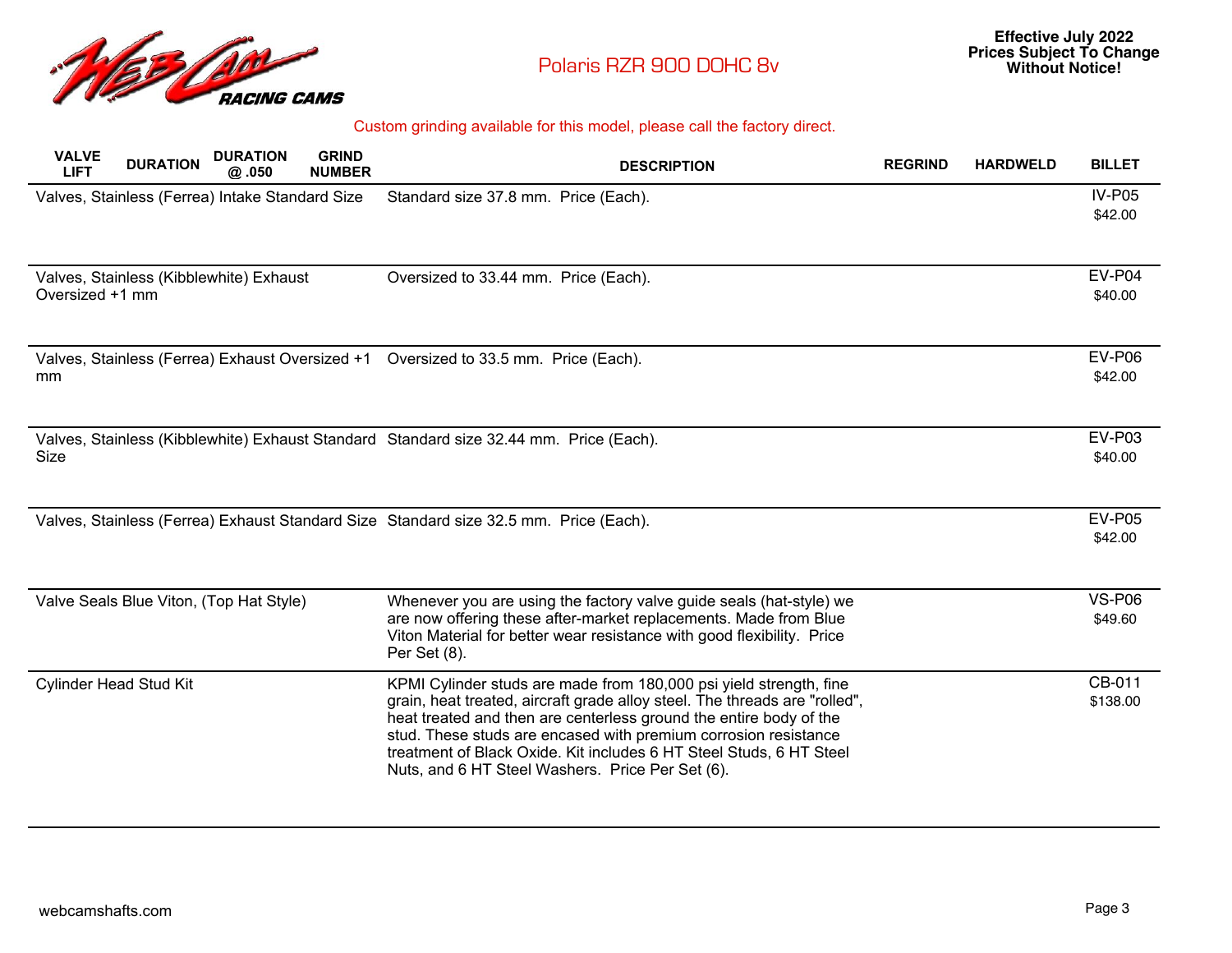# Polaris RZR 900 DOHC 8v

**Effective July 2022**
**Prices Subject To Change Without Notice!**

Custom grinding available for this model, please call the factory direct.

| VALVE LIFT | DURATION | DURATION @ .050 | GRIND NUMBER | DESCRIPTION | REGRIND | HARDWELD | BILLET |
|---|---|---|---|---|---|---|---|
| Valves, Stainless (Ferrea) Intake Standard Size | | | | Standard size 37.8 mm. Price (Each). | | | IV-P05 $42.00 |
| Valves, Stainless (Kibblewhite) Exhaust Oversized +1 mm | | | | Oversized to 33.44 mm. Price (Each). | | | EV-P04 $40.00 |
| Valves, Stainless (Ferrea) Exhaust Oversized +1 mm | | | | Oversized to 33.5 mm. Price (Each). | | | EV-P06 $42.00 |
| Valves, Stainless (Kibblewhite) Exhaust Standard Size | | | | Standard size 32.44 mm. Price (Each). | | | EV-P03 $40.00 |
| Valves, Stainless (Ferrea) Exhaust Standard Size | | | | Standard size 32.5 mm. Price (Each). | | | EV-P05 $42.00 |
| Valve Seals Blue Viton, (Top Hat Style) | | | | Whenever you are using the factory valve guide seals (hat-style) we are now offering these after-market replacements. Made from Blue Viton Material for better wear resistance with good flexibility. Price Per Set (8). | | | VS-P06 $49.60 |
| Cylinder Head Stud Kit | | | | KPMI Cylinder studs are made from 180,000 psi yield strength, fine grain, heat treated, aircraft grade alloy steel. The threads are "rolled", heat treated and then are centerless ground the entire body of the stud. These studs are encased with premium corrosion resistance treatment of Black Oxide. Kit includes 6 HT Steel Studs, 6 HT Steel Nuts, and 6 HT Steel Washers. Price Per Set (6). | | | CB-011 $138.00 |

webcamshafts.com